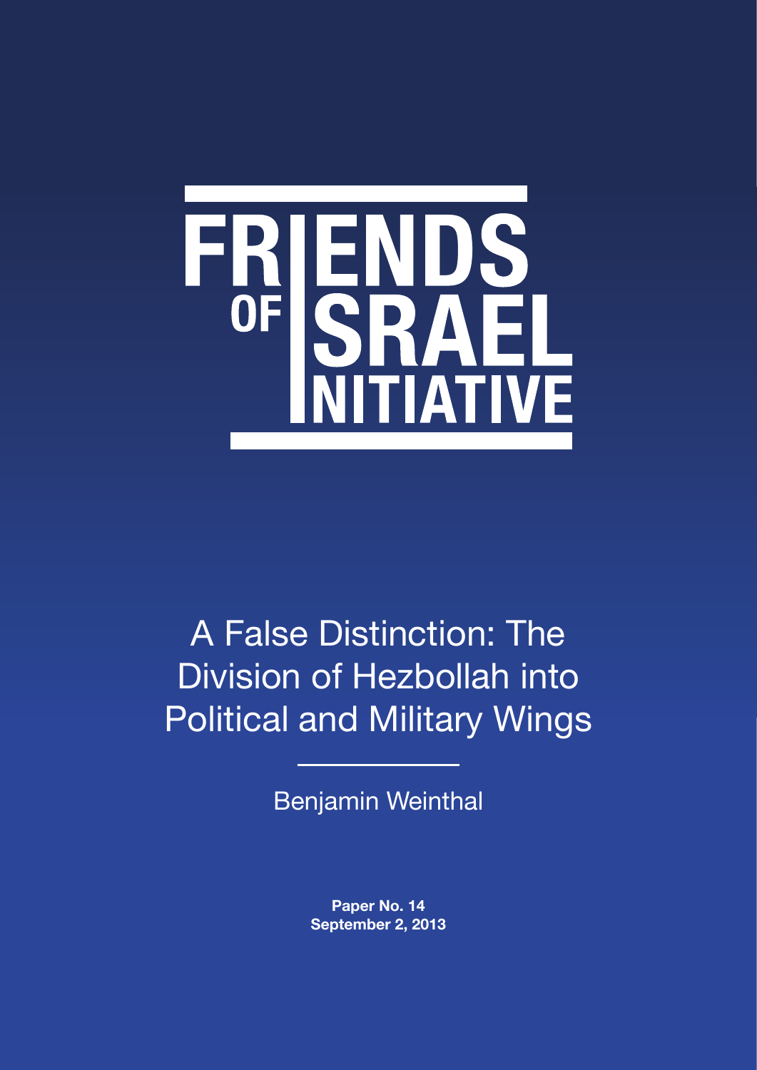# FRIENDS OF ISRAEL INITIATIVE

# A False Distinction: The Division of Hezbollah into Political and Military Wings

Benjamin Weinthal

**Paper No. 14**
**September 2, 2013**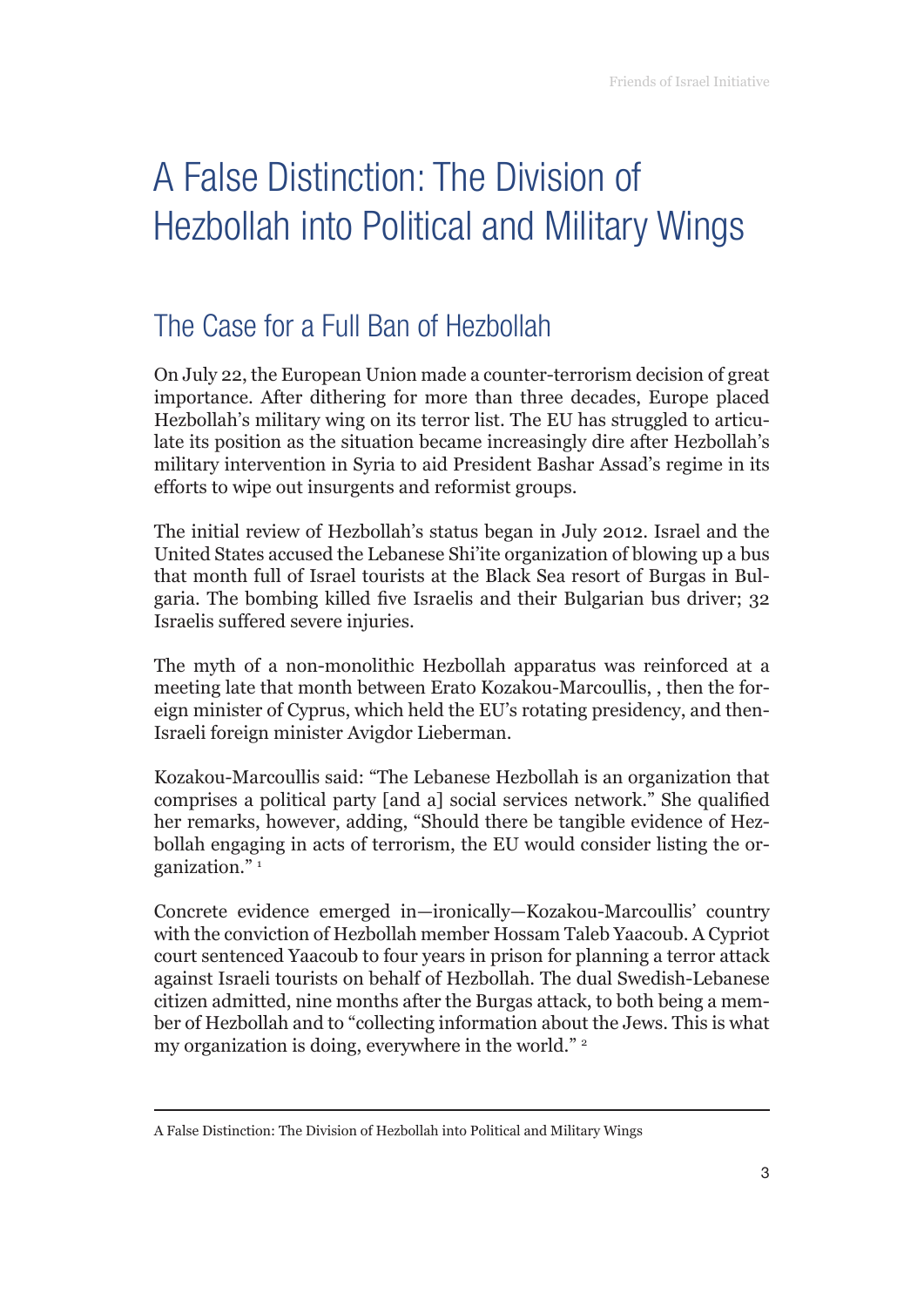# A False Distinction: The Division of Hezbollah into Political and Military Wings

## The Case for a Full Ban of Hezbollah

On July 22, the European Union made a counter-terrorism decision of great importance. After dithering for more than three decades, Europe placed Hezbollah's military wing on its terror list. The EU has struggled to articulate its position as the situation became increasingly dire after Hezbollah's military intervention in Syria to aid President Bashar Assad's regime in its efforts to wipe out insurgents and reformist groups.

The initial review of Hezbollah's status began in July 2012. Israel and the United States accused the Lebanese Shi'ite organization of blowing up a bus that month full of Israel tourists at the Black Sea resort of Burgas in Bulgaria. The bombing killed five Israelis and their Bulgarian bus driver; 32 Israelis suffered severe injuries.

The myth of a non-monolithic Hezbollah apparatus was reinforced at a meeting late that month between Erato Kozakou-Marcoullis, , then the foreign minister of Cyprus, which held the EU's rotating presidency, and then-Israeli foreign minister Avigdor Lieberman.

Kozakou-Marcoullis said: "The Lebanese Hezbollah is an organization that comprises a political party [and a] social services network." She qualified her remarks, however, adding, "Should there be tangible evidence of Hezbollah engaging in acts of terrorism, the EU would consider listing the organization." [1]

Concrete evidence emerged in—ironically—Kozakou-Marcoullis' country with the conviction of Hezbollah member Hossam Taleb Yaacoub. A Cypriot court sentenced Yaacoub to four years in prison for planning a terror attack against Israeli tourists on behalf of Hezbollah. The dual Swedish-Lebanese citizen admitted, nine months after the Burgas attack, to both being a member of Hezbollah and to "collecting information about the Jews. This is what my organization is doing, everywhere in the world." [2]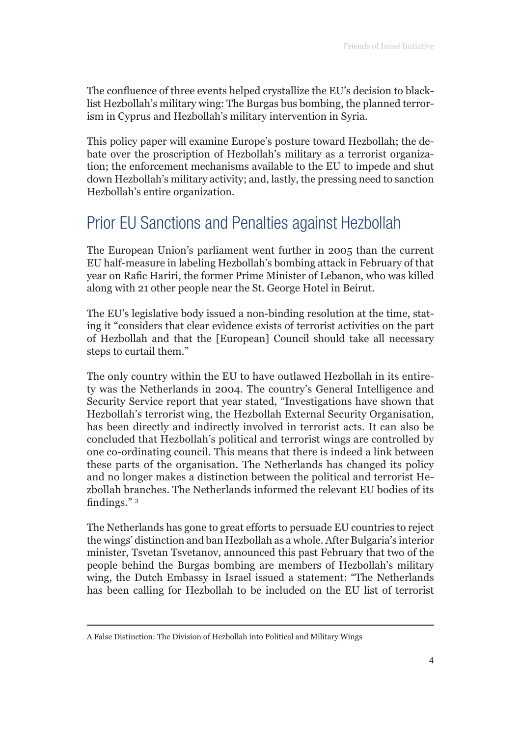The confluence of three events helped crystallize the EU's decision to blacklist Hezbollah's military wing: The Burgas bus bombing, the planned terrorism in Cyprus and Hezbollah's military intervention in Syria.

This policy paper will examine Europe's posture toward Hezbollah; the debate over the proscription of Hezbollah's military as a terrorist organization; the enforcement mechanisms available to the EU to impede and shut down Hezbollah's military activity; and, lastly, the pressing need to sanction Hezbollah's entire organization.

## Prior EU Sanctions and Penalties against Hezbollah

The European Union's parliament went further in 2005 than the current EU half-measure in labeling Hezbollah's bombing attack in February of that year on Rafic Hariri, the former Prime Minister of Lebanon, who was killed along with 21 other people near the St. George Hotel in Beirut.

The EU's legislative body issued a non-binding resolution at the time, stating it "considers that clear evidence exists of terrorist activities on the part of Hezbollah and that the [European] Council should take all necessary steps to curtail them."

The only country within the EU to have outlawed Hezbollah in its entirety was the Netherlands in 2004. The country's General Intelligence and Security Service report that year stated, "Investigations have shown that Hezbollah's terrorist wing, the Hezbollah External Security Organisation, has been directly and indirectly involved in terrorist acts. It can also be concluded that Hezbollah's political and terrorist wings are controlled by one co-ordinating council. This means that there is indeed a link between these parts of the organisation. The Netherlands has changed its policy and no longer makes a distinction between the political and terrorist Hezbollah branches. The Netherlands informed the relevant EU bodies of its findings." [3]

The Netherlands has gone to great efforts to persuade EU countries to reject the wings' distinction and ban Hezbollah as a whole. After Bulgaria's interior minister, Tsvetan Tsvetanov, announced this past February that two of the people behind the Burgas bombing are members of Hezbollah's military wing, the Dutch Embassy in Israel issued a statement: "The Netherlands has been calling for Hezbollah to be included on the EU list of terrorist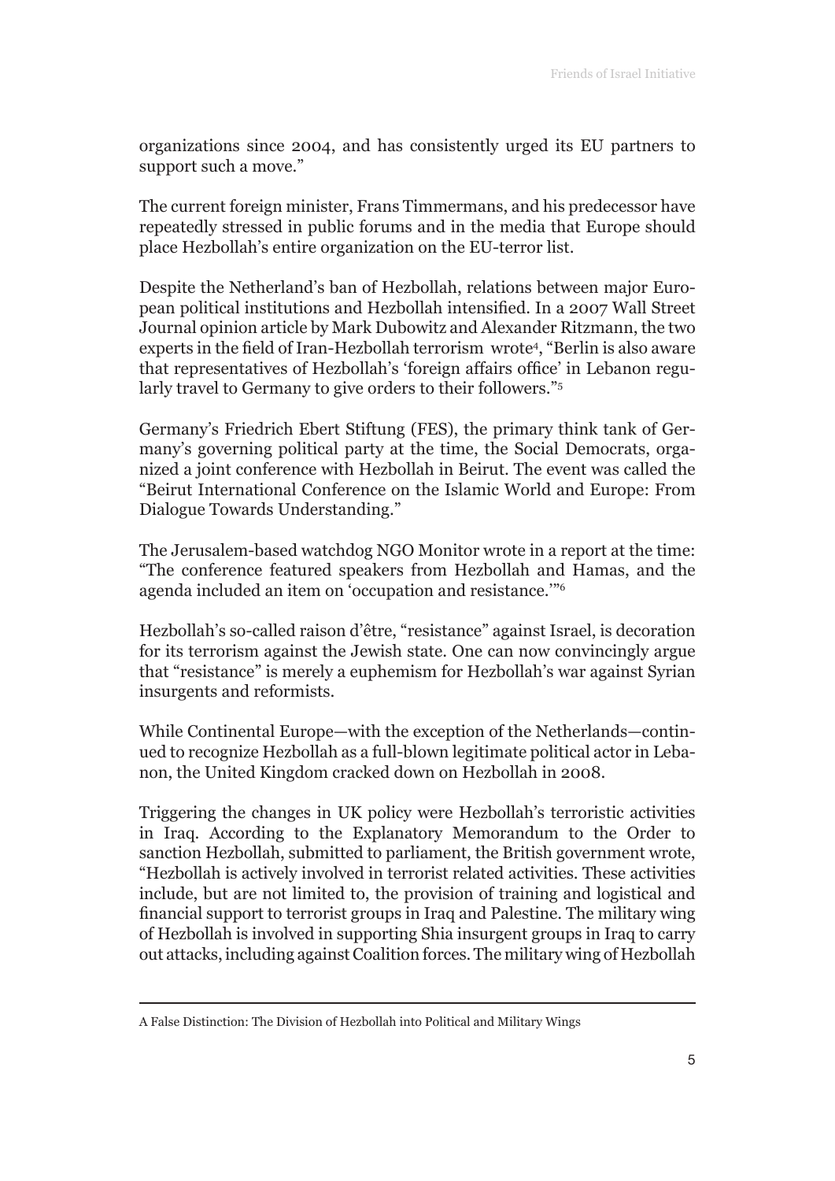organizations since 2004, and has consistently urged its EU partners to support such a move."

The current foreign minister, Frans Timmermans, and his predecessor have repeatedly stressed in public forums and in the media that Europe should place Hezbollah's entire organization on the EU-terror list.

Despite the Netherland's ban of Hezbollah, relations between major European political institutions and Hezbollah intensified. In a 2007 Wall Street Journal opinion article by Mark Dubowitz and Alexander Ritzmann, the two experts in the field of Iran-Hezbollah terrorism wrote[4], "Berlin is also aware that representatives of Hezbollah's 'foreign affairs office' in Lebanon regularly travel to Germany to give orders to their followers."[5]

Germany's Friedrich Ebert Stiftung (FES), the primary think tank of Germany's governing political party at the time, the Social Democrats, organized a joint conference with Hezbollah in Beirut. The event was called the "Beirut International Conference on the Islamic World and Europe: From Dialogue Towards Understanding."

The Jerusalem-based watchdog NGO Monitor wrote in a report at the time: "The conference featured speakers from Hezbollah and Hamas, and the agenda included an item on 'occupation and resistance.'"[6]

Hezbollah's so-called raison d'être, "resistance" against Israel, is decoration for its terrorism against the Jewish state. One can now convincingly argue that "resistance" is merely a euphemism for Hezbollah's war against Syrian insurgents and reformists.

While Continental Europe—with the exception of the Netherlands—continued to recognize Hezbollah as a full-blown legitimate political actor in Lebanon, the United Kingdom cracked down on Hezbollah in 2008.

Triggering the changes in UK policy were Hezbollah's terroristic activities in Iraq. According to the Explanatory Memorandum to the Order to sanction Hezbollah, submitted to parliament, the British government wrote, "Hezbollah is actively involved in terrorist related activities. These activities include, but are not limited to, the provision of training and logistical and financial support to terrorist groups in Iraq and Palestine. The military wing of Hezbollah is involved in supporting Shia insurgent groups in Iraq to carry out attacks, including against Coalition forces. The military wing of Hezbollah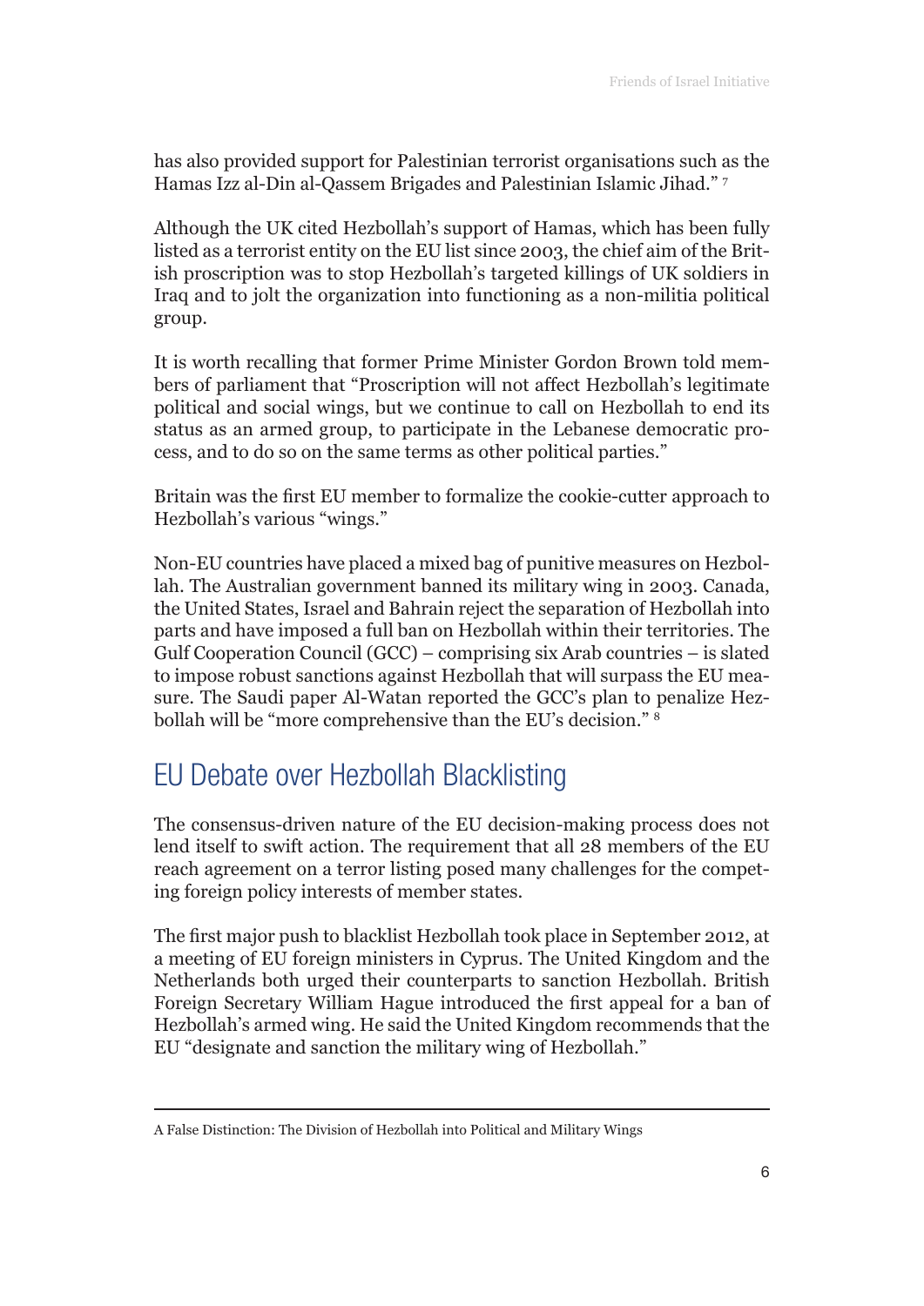has also provided support for Palestinian terrorist organisations such as the Hamas Izz al-Din al-Qassem Brigades and Palestinian Islamic Jihad." [7]

Although the UK cited Hezbollah's support of Hamas, which has been fully listed as a terrorist entity on the EU list since 2003, the chief aim of the British proscription was to stop Hezbollah's targeted killings of UK soldiers in Iraq and to jolt the organization into functioning as a non-militia political group.

It is worth recalling that former Prime Minister Gordon Brown told members of parliament that "Proscription will not affect Hezbollah's legitimate political and social wings, but we continue to call on Hezbollah to end its status as an armed group, to participate in the Lebanese democratic process, and to do so on the same terms as other political parties."

Britain was the first EU member to formalize the cookie-cutter approach to Hezbollah's various "wings."

Non-EU countries have placed a mixed bag of punitive measures on Hezbollah. The Australian government banned its military wing in 2003. Canada, the United States, Israel and Bahrain reject the separation of Hezbollah into parts and have imposed a full ban on Hezbollah within their territories. The Gulf Cooperation Council (GCC) – comprising six Arab countries – is slated to impose robust sanctions against Hezbollah that will surpass the EU measure. The Saudi paper Al-Watan reported the GCC's plan to penalize Hezbollah will be "more comprehensive than the EU's decision." [8]

## EU Debate over Hezbollah Blacklisting

The consensus-driven nature of the EU decision-making process does not lend itself to swift action. The requirement that all 28 members of the EU reach agreement on a terror listing posed many challenges for the competing foreign policy interests of member states.

The first major push to blacklist Hezbollah took place in September 2012, at a meeting of EU foreign ministers in Cyprus. The United Kingdom and the Netherlands both urged their counterparts to sanction Hezbollah. British Foreign Secretary William Hague introduced the first appeal for a ban of Hezbollah's armed wing. He said the United Kingdom recommends that the EU "designate and sanction the military wing of Hezbollah."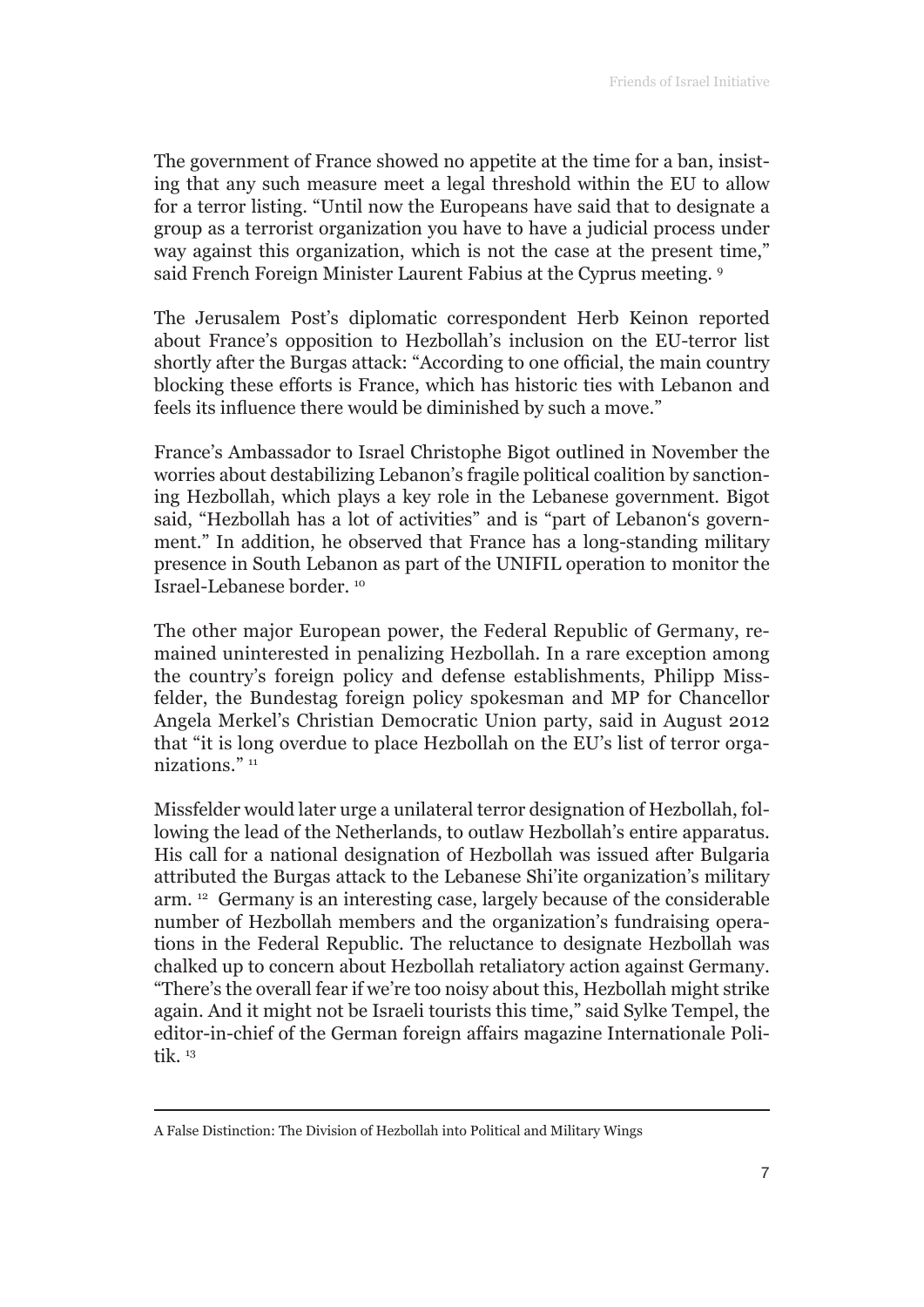The government of France showed no appetite at the time for a ban, insisting that any such measure meet a legal threshold within the EU to allow for a terror listing. "Until now the Europeans have said that to designate a group as a terrorist organization you have to have a judicial process under way against this organization, which is not the case at the present time," said French Foreign Minister Laurent Fabius at the Cyprus meeting. [9]

The Jerusalem Post's diplomatic correspondent Herb Keinon reported about France's opposition to Hezbollah's inclusion on the EU-terror list shortly after the Burgas attack: "According to one official, the main country blocking these efforts is France, which has historic ties with Lebanon and feels its influence there would be diminished by such a move."

France's Ambassador to Israel Christophe Bigot outlined in November the worries about destabilizing Lebanon's fragile political coalition by sanctioning Hezbollah, which plays a key role in the Lebanese government. Bigot said, "Hezbollah has a lot of activities" and is "part of Lebanon's government." In addition, he observed that France has a long-standing military presence in South Lebanon as part of the UNIFIL operation to monitor the Israel-Lebanese border. [10]

The other major European power, the Federal Republic of Germany, remained uninterested in penalizing Hezbollah. In a rare exception among the country's foreign policy and defense establishments, Philipp Missfelder, the Bundestag foreign policy spokesman and MP for Chancellor Angela Merkel's Christian Democratic Union party, said in August 2012 that "it is long overdue to place Hezbollah on the EU's list of terror organizations." [11]

Missfelder would later urge a unilateral terror designation of Hezbollah, following the lead of the Netherlands, to outlaw Hezbollah's entire apparatus. His call for a national designation of Hezbollah was issued after Bulgaria attributed the Burgas attack to the Lebanese Shi'ite organization's military arm. [12] Germany is an interesting case, largely because of the considerable number of Hezbollah members and the organization's fundraising operations in the Federal Republic. The reluctance to designate Hezbollah was chalked up to concern about Hezbollah retaliatory action against Germany. "There's the overall fear if we're too noisy about this, Hezbollah might strike again. And it might not be Israeli tourists this time," said Sylke Tempel, the editor-in-chief of the German foreign affairs magazine Internationale Politik. [13]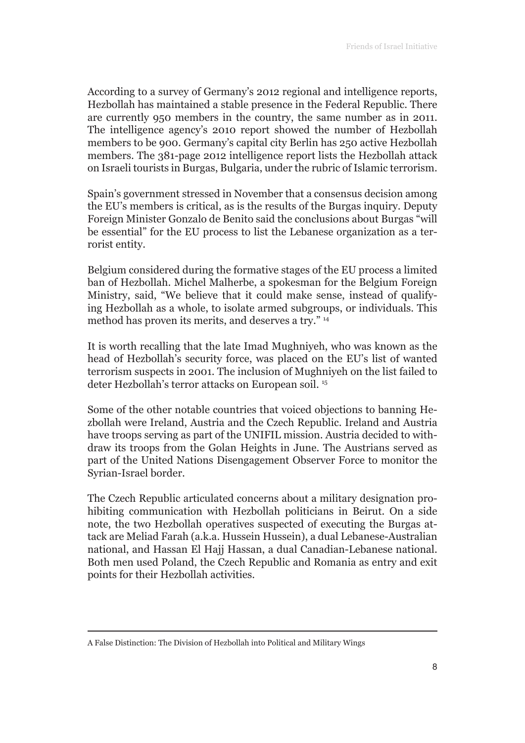According to a survey of Germany's 2012 regional and intelligence reports, Hezbollah has maintained a stable presence in the Federal Republic. There are currently 950 members in the country, the same number as in 2011. The intelligence agency's 2010 report showed the number of Hezbollah members to be 900. Germany's capital city Berlin has 250 active Hezbollah members. The 381-page 2012 intelligence report lists the Hezbollah attack on Israeli tourists in Burgas, Bulgaria, under the rubric of Islamic terrorism.

Spain's government stressed in November that a consensus decision among the EU's members is critical, as is the results of the Burgas inquiry. Deputy Foreign Minister Gonzalo de Benito said the conclusions about Burgas "will be essential" for the EU process to list the Lebanese organization as a terrorist entity.

Belgium considered during the formative stages of the EU process a limited ban of Hezbollah. Michel Malherbe, a spokesman for the Belgium Foreign Ministry, said, "We believe that it could make sense, instead of qualifying Hezbollah as a whole, to isolate armed subgroups, or individuals. This method has proven its merits, and deserves a try." [14]

It is worth recalling that the late Imad Mughniyeh, who was known as the head of Hezbollah's security force, was placed on the EU's list of wanted terrorism suspects in 2001. The inclusion of Mughniyeh on the list failed to deter Hezbollah's terror attacks on European soil. [15]

Some of the other notable countries that voiced objections to banning Hezbollah were Ireland, Austria and the Czech Republic. Ireland and Austria have troops serving as part of the UNIFIL mission. Austria decided to withdraw its troops from the Golan Heights in June. The Austrians served as part of the United Nations Disengagement Observer Force to monitor the Syrian-Israel border.

The Czech Republic articulated concerns about a military designation prohibiting communication with Hezbollah politicians in Beirut. On a side note, the two Hezbollah operatives suspected of executing the Burgas attack are Meliad Farah (a.k.a. Hussein Hussein), a dual Lebanese-Australian national, and Hassan El Hajj Hassan, a dual Canadian-Lebanese national. Both men used Poland, the Czech Republic and Romania as entry and exit points for their Hezbollah activities.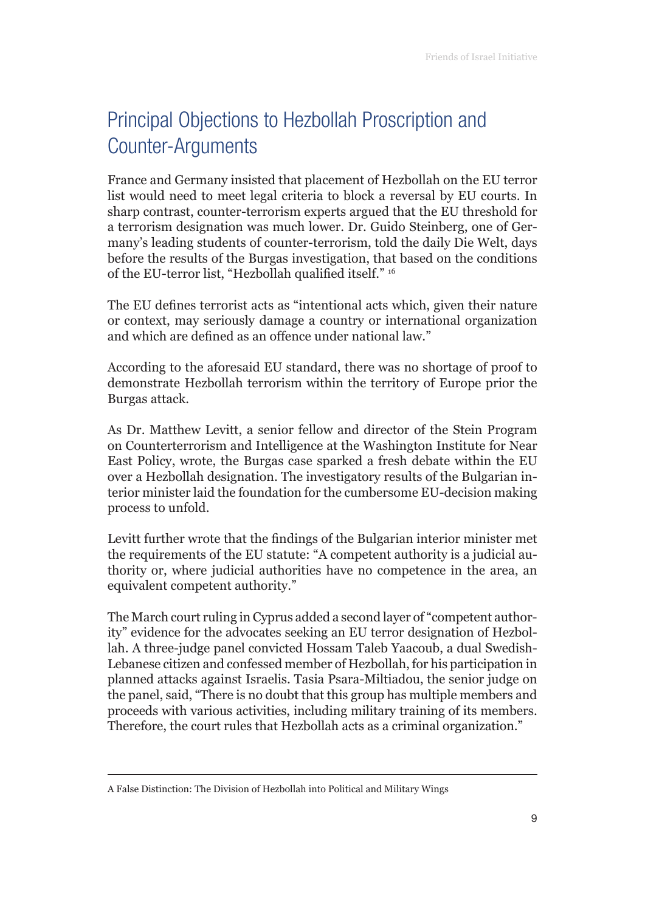## Principal Objections to Hezbollah Proscription and Counter-Arguments

France and Germany insisted that placement of Hezbollah on the EU terror list would need to meet legal criteria to block a reversal by EU courts. In sharp contrast, counter-terrorism experts argued that the EU threshold for a terrorism designation was much lower. Dr. Guido Steinberg, one of Germany's leading students of counter-terrorism, told the daily Die Welt, days before the results of the Burgas investigation, that based on the conditions of the EU-terror list, "Hezbollah qualified itself." [16]

The EU defines terrorist acts as "intentional acts which, given their nature or context, may seriously damage a country or international organization and which are defined as an offence under national law."

According to the aforesaid EU standard, there was no shortage of proof to demonstrate Hezbollah terrorism within the territory of Europe prior the Burgas attack.

As Dr. Matthew Levitt, a senior fellow and director of the Stein Program on Counterterrorism and Intelligence at the Washington Institute for Near East Policy, wrote, the Burgas case sparked a fresh debate within the EU over a Hezbollah designation. The investigatory results of the Bulgarian interior minister laid the foundation for the cumbersome EU-decision making process to unfold.

Levitt further wrote that the findings of the Bulgarian interior minister met the requirements of the EU statute: "A competent authority is a judicial authority or, where judicial authorities have no competence in the area, an equivalent competent authority."

The March court ruling in Cyprus added a second layer of "competent authority" evidence for the advocates seeking an EU terror designation of Hezbollah. A three-judge panel convicted Hossam Taleb Yaacoub, a dual Swedish-Lebanese citizen and confessed member of Hezbollah, for his participation in planned attacks against Israelis. Tasia Psara-Miltiadou, the senior judge on the panel, said, "There is no doubt that this group has multiple members and proceeds with various activities, including military training of its members. Therefore, the court rules that Hezbollah acts as a criminal organization."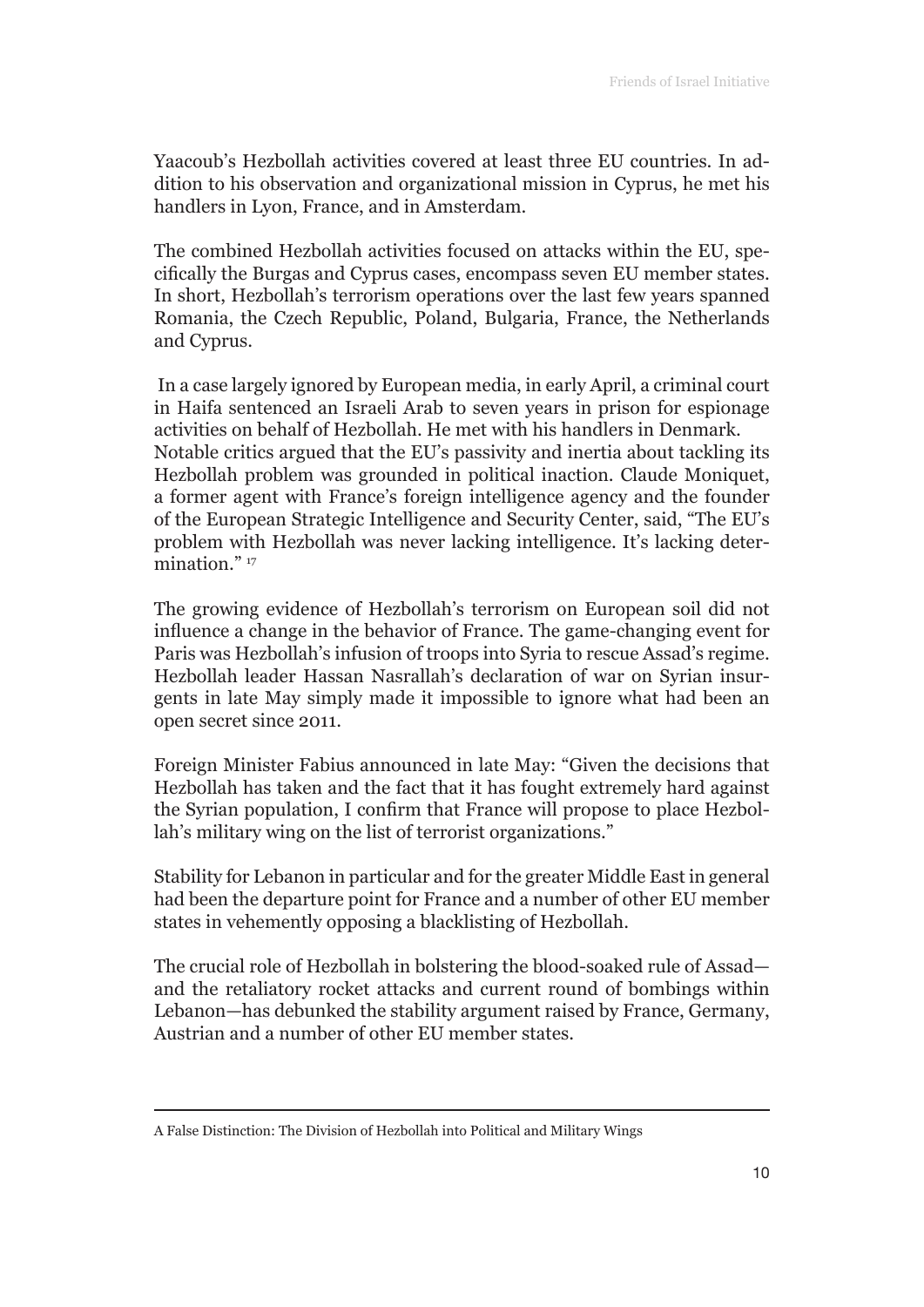Yaacoub's Hezbollah activities covered at least three EU countries. In addition to his observation and organizational mission in Cyprus, he met his handlers in Lyon, France, and in Amsterdam.

The combined Hezbollah activities focused on attacks within the EU, specifically the Burgas and Cyprus cases, encompass seven EU member states. In short, Hezbollah's terrorism operations over the last few years spanned Romania, the Czech Republic, Poland, Bulgaria, France, the Netherlands and Cyprus.

In a case largely ignored by European media, in early April, a criminal court in Haifa sentenced an Israeli Arab to seven years in prison for espionage activities on behalf of Hezbollah. He met with his handlers in Denmark. Notable critics argued that the EU's passivity and inertia about tackling its Hezbollah problem was grounded in political inaction. Claude Moniquet, a former agent with France's foreign intelligence agency and the founder of the European Strategic Intelligence and Security Center, said, "The EU's problem with Hezbollah was never lacking intelligence. It's lacking determination." [17]

The growing evidence of Hezbollah's terrorism on European soil did not influence a change in the behavior of France. The game-changing event for Paris was Hezbollah's infusion of troops into Syria to rescue Assad's regime. Hezbollah leader Hassan Nasrallah's declaration of war on Syrian insurgents in late May simply made it impossible to ignore what had been an open secret since 2011.

Foreign Minister Fabius announced in late May: "Given the decisions that Hezbollah has taken and the fact that it has fought extremely hard against the Syrian population, I confirm that France will propose to place Hezbollah's military wing on the list of terrorist organizations."

Stability for Lebanon in particular and for the greater Middle East in general had been the departure point for France and a number of other EU member states in vehemently opposing a blacklisting of Hezbollah.

The crucial role of Hezbollah in bolstering the blood-soaked rule of Assad—and the retaliatory rocket attacks and current round of bombings within Lebanon—has debunked the stability argument raised by France, Germany, Austrian and a number of other EU member states.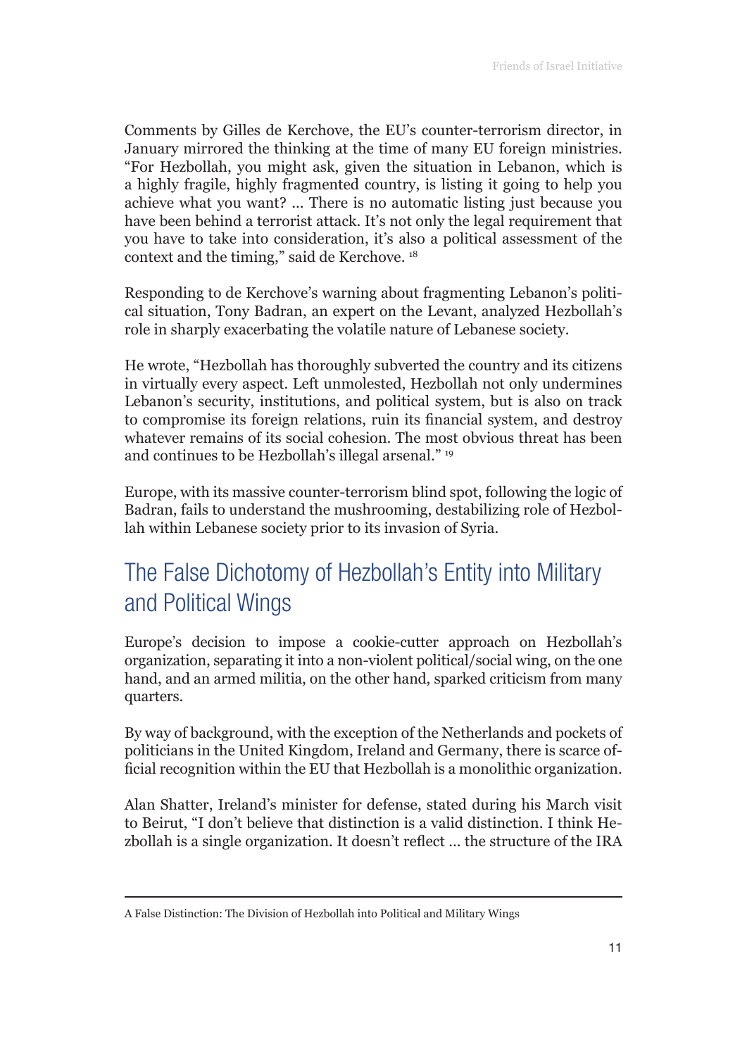Comments by Gilles de Kerchove, the EU's counter-terrorism director, in January mirrored the thinking at the time of many EU foreign ministries. "For Hezbollah, you might ask, given the situation in Lebanon, which is a highly fragile, highly fragmented country, is listing it going to help you achieve what you want? ... There is no automatic listing just because you have been behind a terrorist attack. It's not only the legal requirement that you have to take into consideration, it's also a political assessment of the context and the timing," said de Kerchove. [18]

Responding to de Kerchove's warning about fragmenting Lebanon's political situation, Tony Badran, an expert on the Levant, analyzed Hezbollah's role in sharply exacerbating the volatile nature of Lebanese society.

He wrote, "Hezbollah has thoroughly subverted the country and its citizens in virtually every aspect. Left unmolested, Hezbollah not only undermines Lebanon's security, institutions, and political system, but is also on track to compromise its foreign relations, ruin its financial system, and destroy whatever remains of its social cohesion. The most obvious threat has been and continues to be Hezbollah's illegal arsenal." [19]

Europe, with its massive counter-terrorism blind spot, following the logic of Badran, fails to understand the mushrooming, destabilizing role of Hezbollah within Lebanese society prior to its invasion of Syria.

## The False Dichotomy of Hezbollah's Entity into Military and Political Wings

Europe's decision to impose a cookie-cutter approach on Hezbollah's organization, separating it into a non-violent political/social wing, on the one hand, and an armed militia, on the other hand, sparked criticism from many quarters.

By way of background, with the exception of the Netherlands and pockets of politicians in the United Kingdom, Ireland and Germany, there is scarce official recognition within the EU that Hezbollah is a monolithic organization.

Alan Shatter, Ireland's minister for defense, stated during his March visit to Beirut, "I don't believe that distinction is a valid distinction. I think Hezbollah is a single organization. It doesn't reflect ... the structure of the IRA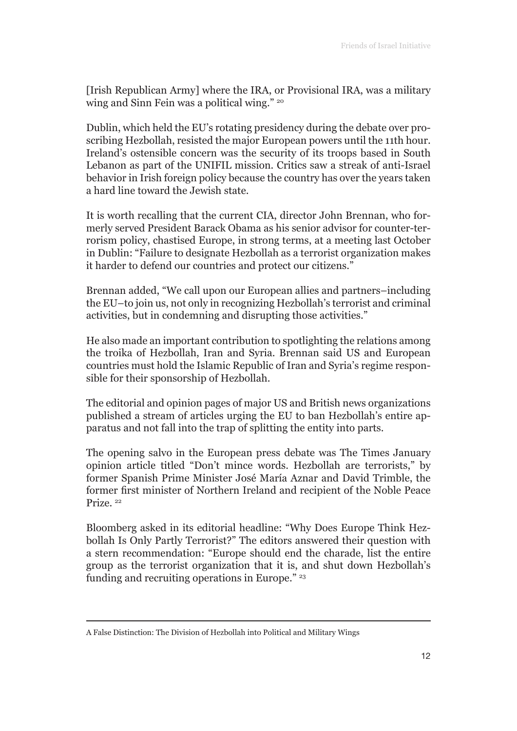[Irish Republican Army] where the IRA, or Provisional IRA, was a military wing and Sinn Fein was a political wing." [20]

Dublin, which held the EU's rotating presidency during the debate over proscribing Hezbollah, resisted the major European powers until the 11th hour. Ireland's ostensible concern was the security of its troops based in South Lebanon as part of the UNIFIL mission. Critics saw a streak of anti-Israel behavior in Irish foreign policy because the country has over the years taken a hard line toward the Jewish state.

It is worth recalling that the current CIA, director John Brennan, who formerly served President Barack Obama as his senior advisor for counter-terrorism policy, chastised Europe, in strong terms, at a meeting last October in Dublin: "Failure to designate Hezbollah as a terrorist organization makes it harder to defend our countries and protect our citizens."

Brennan added, "We call upon our European allies and partners–including the EU–to join us, not only in recognizing Hezbollah's terrorist and criminal activities, but in condemning and disrupting those activities."

He also made an important contribution to spotlighting the relations among the troika of Hezbollah, Iran and Syria. Brennan said US and European countries must hold the Islamic Republic of Iran and Syria's regime responsible for their sponsorship of Hezbollah.

The editorial and opinion pages of major US and British news organizations published a stream of articles urging the EU to ban Hezbollah's entire apparatus and not fall into the trap of splitting the entity into parts.

The opening salvo in the European press debate was The Times January opinion article titled "Don't mince words. Hezbollah are terrorists," by former Spanish Prime Minister José María Aznar and David Trimble, the former first minister of Northern Ireland and recipient of the Noble Peace Prize. [22]

Bloomberg asked in its editorial headline: "Why Does Europe Think Hezbollah Is Only Partly Terrorist?" The editors answered their question with a stern recommendation: "Europe should end the charade, list the entire group as the terrorist organization that it is, and shut down Hezbollah's funding and recruiting operations in Europe." [23]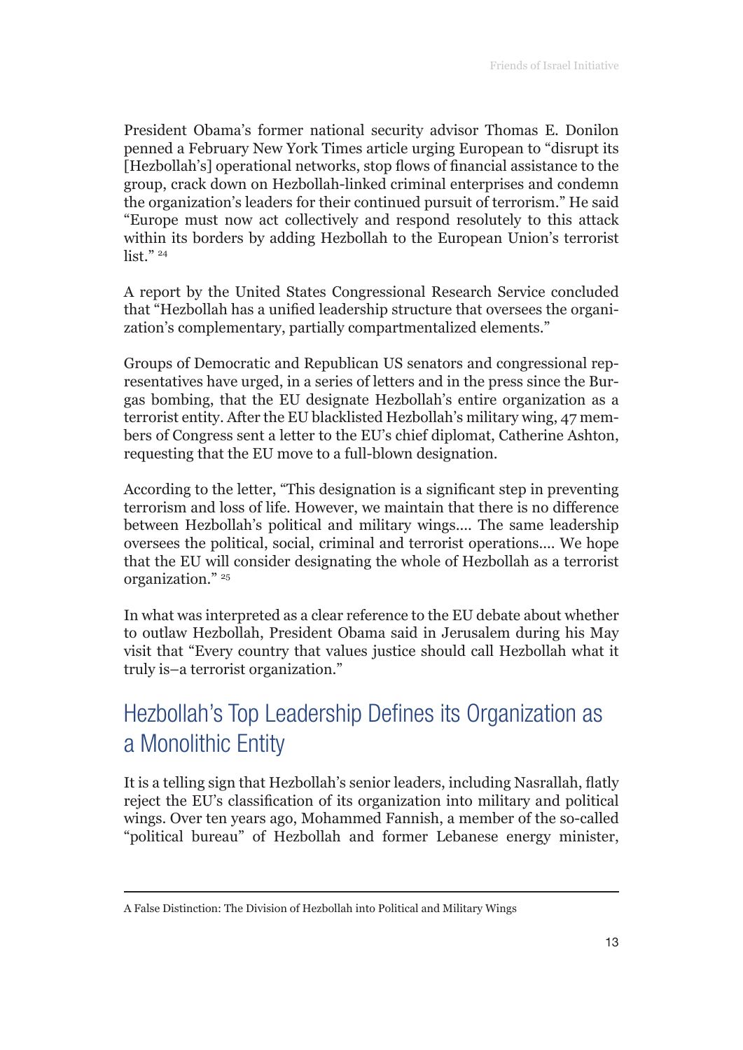President Obama's former national security advisor Thomas E. Donilon penned a February New York Times article urging European to "disrupt its [Hezbollah's] operational networks, stop flows of financial assistance to the group, crack down on Hezbollah-linked criminal enterprises and condemn the organization's leaders for their continued pursuit of terrorism." He said "Europe must now act collectively and respond resolutely to this attack within its borders by adding Hezbollah to the European Union's terrorist list." [24]

A report by the United States Congressional Research Service concluded that "Hezbollah has a unified leadership structure that oversees the organization's complementary, partially compartmentalized elements."

Groups of Democratic and Republican US senators and congressional representatives have urged, in a series of letters and in the press since the Burgas bombing, that the EU designate Hezbollah's entire organization as a terrorist entity. After the EU blacklisted Hezbollah's military wing, 47 members of Congress sent a letter to the EU's chief diplomat, Catherine Ashton, requesting that the EU move to a full-blown designation.

According to the letter, "This designation is a significant step in preventing terrorism and loss of life. However, we maintain that there is no difference between Hezbollah's political and military wings.... The same leadership oversees the political, social, criminal and terrorist operations.... We hope that the EU will consider designating the whole of Hezbollah as a terrorist organization." [25]

In what was interpreted as a clear reference to the EU debate about whether to outlaw Hezbollah, President Obama said in Jerusalem during his May visit that "Every country that values justice should call Hezbollah what it truly is–a terrorist organization."

## Hezbollah's Top Leadership Defines its Organization as a Monolithic Entity

It is a telling sign that Hezbollah's senior leaders, including Nasrallah, flatly reject the EU's classification of its organization into military and political wings. Over ten years ago, Mohammed Fannish, a member of the so-called "political bureau" of Hezbollah and former Lebanese energy minister,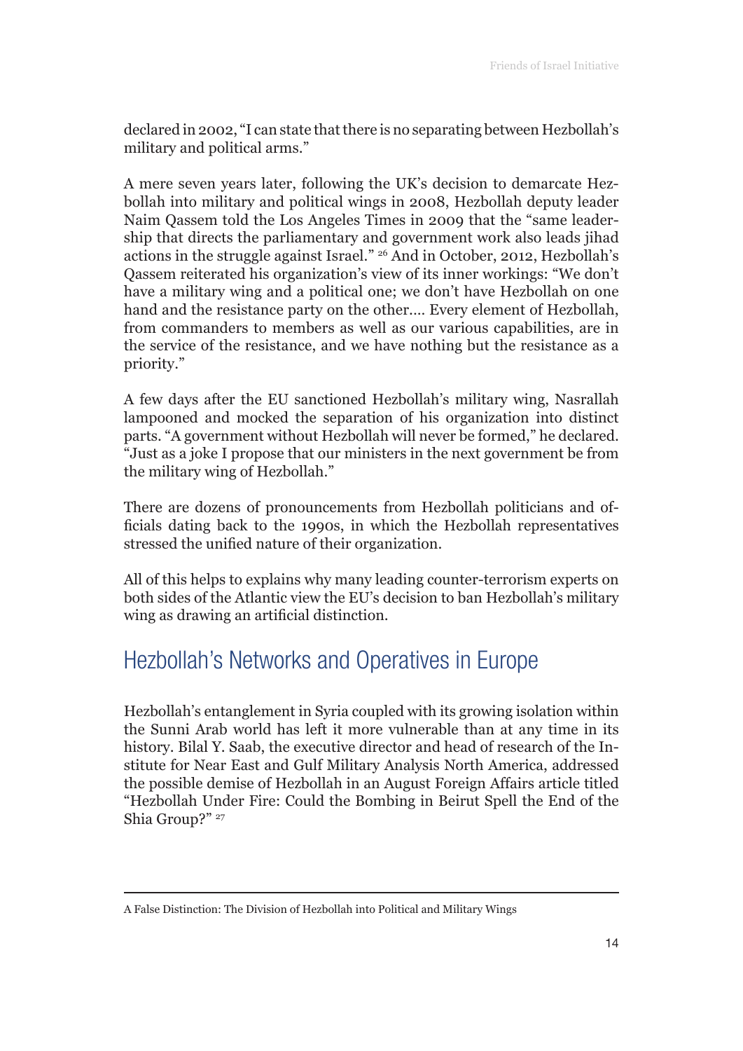declared in 2002, "I can state that there is no separating between Hezbollah's military and political arms."

A mere seven years later, following the UK's decision to demarcate Hezbollah into military and political wings in 2008, Hezbollah deputy leader Naim Qassem told the Los Angeles Times in 2009 that the "same leadership that directs the parliamentary and government work also leads jihad actions in the struggle against Israel." [26] And in October, 2012, Hezbollah's Qassem reiterated his organization's view of its inner workings: "We don't have a military wing and a political one; we don't have Hezbollah on one hand and the resistance party on the other.... Every element of Hezbollah, from commanders to members as well as our various capabilities, are in the service of the resistance, and we have nothing but the resistance as a priority."

A few days after the EU sanctioned Hezbollah's military wing, Nasrallah lampooned and mocked the separation of his organization into distinct parts. "A government without Hezbollah will never be formed," he declared. "Just as a joke I propose that our ministers in the next government be from the military wing of Hezbollah."

There are dozens of pronouncements from Hezbollah politicians and officials dating back to the 1990s, in which the Hezbollah representatives stressed the unified nature of their organization.

All of this helps to explains why many leading counter-terrorism experts on both sides of the Atlantic view the EU's decision to ban Hezbollah's military wing as drawing an artificial distinction.

## Hezbollah's Networks and Operatives in Europe

Hezbollah's entanglement in Syria coupled with its growing isolation within the Sunni Arab world has left it more vulnerable than at any time in its history. Bilal Y. Saab, the executive director and head of research of the Institute for Near East and Gulf Military Analysis North America, addressed the possible demise of Hezbollah in an August Foreign Affairs article titled "Hezbollah Under Fire: Could the Bombing in Beirut Spell the End of the Shia Group?" [27]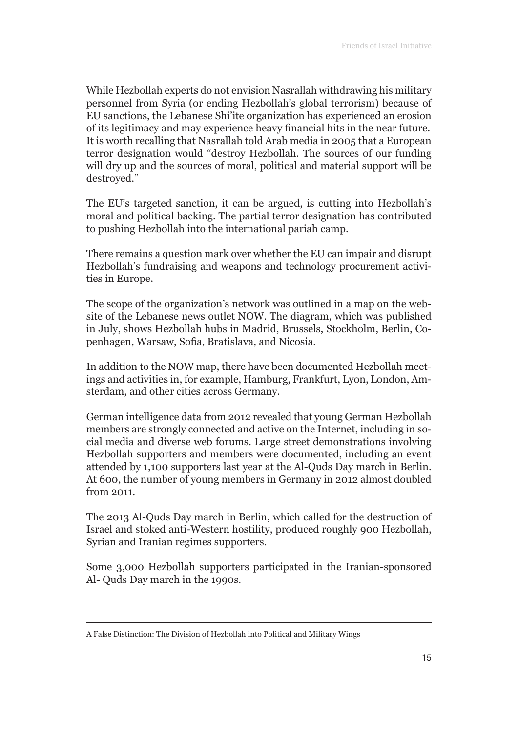While Hezbollah experts do not envision Nasrallah withdrawing his military personnel from Syria (or ending Hezbollah's global terrorism) because of EU sanctions, the Lebanese Shi'ite organization has experienced an erosion of its legitimacy and may experience heavy financial hits in the near future. It is worth recalling that Nasrallah told Arab media in 2005 that a European terror designation would "destroy Hezbollah. The sources of our funding will dry up and the sources of moral, political and material support will be destroyed."

The EU's targeted sanction, it can be argued, is cutting into Hezbollah's moral and political backing. The partial terror designation has contributed to pushing Hezbollah into the international pariah camp.

There remains a question mark over whether the EU can impair and disrupt Hezbollah's fundraising and weapons and technology procurement activities in Europe.

The scope of the organization's network was outlined in a map on the website of the Lebanese news outlet NOW. The diagram, which was published in July, shows Hezbollah hubs in Madrid, Brussels, Stockholm, Berlin, Copenhagen, Warsaw, Sofia, Bratislava, and Nicosia.

In addition to the NOW map, there have been documented Hezbollah meetings and activities in, for example, Hamburg, Frankfurt, Lyon, London, Amsterdam, and other cities across Germany.

German intelligence data from 2012 revealed that young German Hezbollah members are strongly connected and active on the Internet, including in social media and diverse web forums. Large street demonstrations involving Hezbollah supporters and members were documented, including an event attended by 1,100 supporters last year at the Al-Quds Day march in Berlin. At 600, the number of young members in Germany in 2012 almost doubled from 2011.

The 2013 Al-Quds Day march in Berlin, which called for the destruction of Israel and stoked anti-Western hostility, produced roughly 900 Hezbollah, Syrian and Iranian regimes supporters.

Some 3,000 Hezbollah supporters participated in the Iranian-sponsored Al- Quds Day march in the 1990s.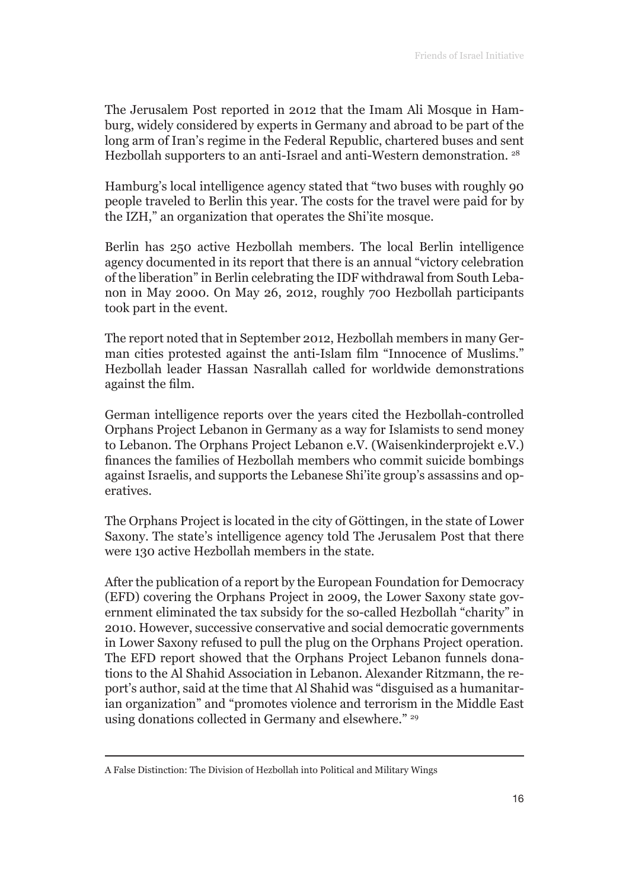The Jerusalem Post reported in 2012 that the Imam Ali Mosque in Hamburg, widely considered by experts in Germany and abroad to be part of the long arm of Iran's regime in the Federal Republic, chartered buses and sent Hezbollah supporters to an anti-Israel and anti-Western demonstration. [28]

Hamburg's local intelligence agency stated that "two buses with roughly 90 people traveled to Berlin this year. The costs for the travel were paid for by the IZH," an organization that operates the Shi'ite mosque.

Berlin has 250 active Hezbollah members. The local Berlin intelligence agency documented in its report that there is an annual "victory celebration of the liberation" in Berlin celebrating the IDF withdrawal from South Lebanon in May 2000. On May 26, 2012, roughly 700 Hezbollah participants took part in the event.

The report noted that in September 2012, Hezbollah members in many German cities protested against the anti-Islam film "Innocence of Muslims." Hezbollah leader Hassan Nasrallah called for worldwide demonstrations against the film.

German intelligence reports over the years cited the Hezbollah-controlled Orphans Project Lebanon in Germany as a way for Islamists to send money to Lebanon. The Orphans Project Lebanon e.V. (Waisenkinderprojekt e.V.) finances the families of Hezbollah members who commit suicide bombings against Israelis, and supports the Lebanese Shi'ite group's assassins and operatives.

The Orphans Project is located in the city of Göttingen, in the state of Lower Saxony. The state's intelligence agency told The Jerusalem Post that there were 130 active Hezbollah members in the state.

After the publication of a report by the European Foundation for Democracy (EFD) covering the Orphans Project in 2009, the Lower Saxony state government eliminated the tax subsidy for the so-called Hezbollah "charity" in 2010. However, successive conservative and social democratic governments in Lower Saxony refused to pull the plug on the Orphans Project operation. The EFD report showed that the Orphans Project Lebanon funnels donations to the Al Shahid Association in Lebanon. Alexander Ritzmann, the report's author, said at the time that Al Shahid was "disguised as a humanitarian organization" and "promotes violence and terrorism in the Middle East using donations collected in Germany and elsewhere." [29]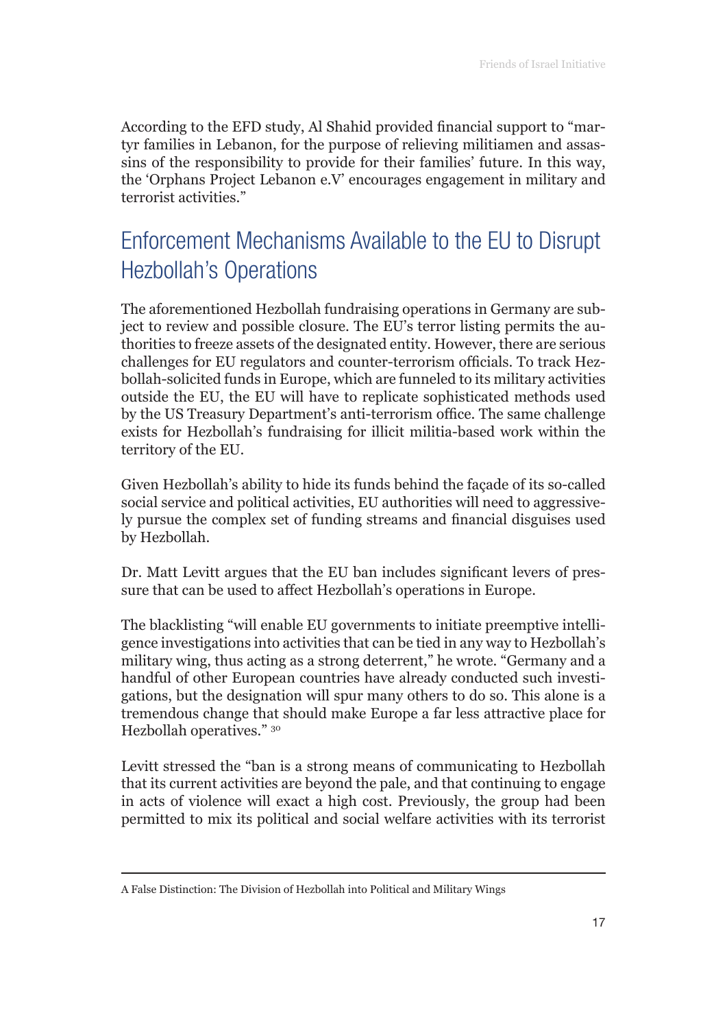According to the EFD study, Al Shahid provided financial support to "martyr families in Lebanon, for the purpose of relieving militiamen and assassins of the responsibility to provide for their families' future. In this way, the 'Orphans Project Lebanon e.V' encourages engagement in military and terrorist activities."

## Enforcement Mechanisms Available to the EU to Disrupt Hezbollah's Operations

The aforementioned Hezbollah fundraising operations in Germany are subject to review and possible closure. The EU's terror listing permits the authorities to freeze assets of the designated entity. However, there are serious challenges for EU regulators and counter-terrorism officials. To track Hezbollah-solicited funds in Europe, which are funneled to its military activities outside the EU, the EU will have to replicate sophisticated methods used by the US Treasury Department's anti-terrorism office. The same challenge exists for Hezbollah's fundraising for illicit militia-based work within the territory of the EU.

Given Hezbollah's ability to hide its funds behind the façade of its so-called social service and political activities, EU authorities will need to aggressively pursue the complex set of funding streams and financial disguises used by Hezbollah.

Dr. Matt Levitt argues that the EU ban includes significant levers of pressure that can be used to affect Hezbollah's operations in Europe.

The blacklisting "will enable EU governments to initiate preemptive intelligence investigations into activities that can be tied in any way to Hezbollah's military wing, thus acting as a strong deterrent," he wrote. "Germany and a handful of other European countries have already conducted such investigations, but the designation will spur many others to do so. This alone is a tremendous change that should make Europe a far less attractive place for Hezbollah operatives." [30]

Levitt stressed the "ban is a strong means of communicating to Hezbollah that its current activities are beyond the pale, and that continuing to engage in acts of violence will exact a high cost. Previously, the group had been permitted to mix its political and social welfare activities with its terrorist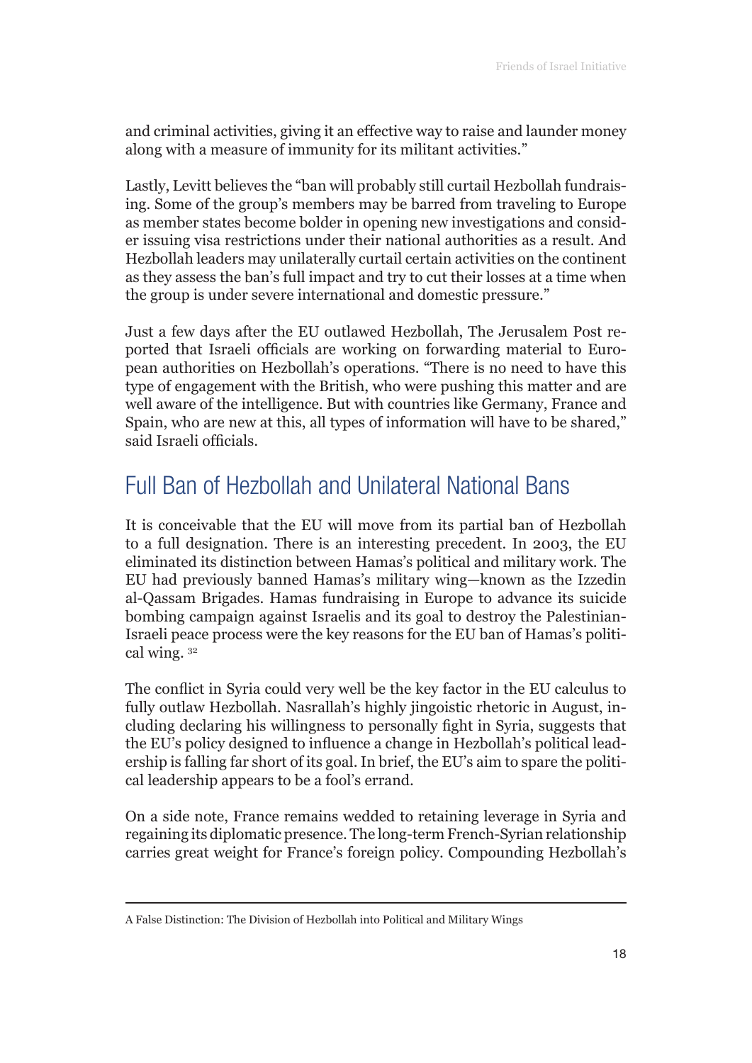and criminal activities, giving it an effective way to raise and launder money along with a measure of immunity for its militant activities."

Lastly, Levitt believes the "ban will probably still curtail Hezbollah fundraising. Some of the group's members may be barred from traveling to Europe as member states become bolder in opening new investigations and consider issuing visa restrictions under their national authorities as a result. And Hezbollah leaders may unilaterally curtail certain activities on the continent as they assess the ban's full impact and try to cut their losses at a time when the group is under severe international and domestic pressure."

Just a few days after the EU outlawed Hezbollah, The Jerusalem Post reported that Israeli officials are working on forwarding material to European authorities on Hezbollah's operations. "There is no need to have this type of engagement with the British, who were pushing this matter and are well aware of the intelligence. But with countries like Germany, France and Spain, who are new at this, all types of information will have to be shared," said Israeli officials.

## Full Ban of Hezbollah and Unilateral National Bans

It is conceivable that the EU will move from its partial ban of Hezbollah to a full designation. There is an interesting precedent. In 2003, the EU eliminated its distinction between Hamas's political and military work. The EU had previously banned Hamas's military wing—known as the Izzedin al-Qassam Brigades. Hamas fundraising in Europe to advance its suicide bombing campaign against Israelis and its goal to destroy the Palestinian-Israeli peace process were the key reasons for the EU ban of Hamas's political wing. [32]

The conflict in Syria could very well be the key factor in the EU calculus to fully outlaw Hezbollah. Nasrallah's highly jingoistic rhetoric in August, including declaring his willingness to personally fight in Syria, suggests that the EU's policy designed to influence a change in Hezbollah's political leadership is falling far short of its goal. In brief, the EU's aim to spare the political leadership appears to be a fool's errand.

On a side note, France remains wedded to retaining leverage in Syria and regaining its diplomatic presence. The long-term French-Syrian relationship carries great weight for France's foreign policy. Compounding Hezbollah's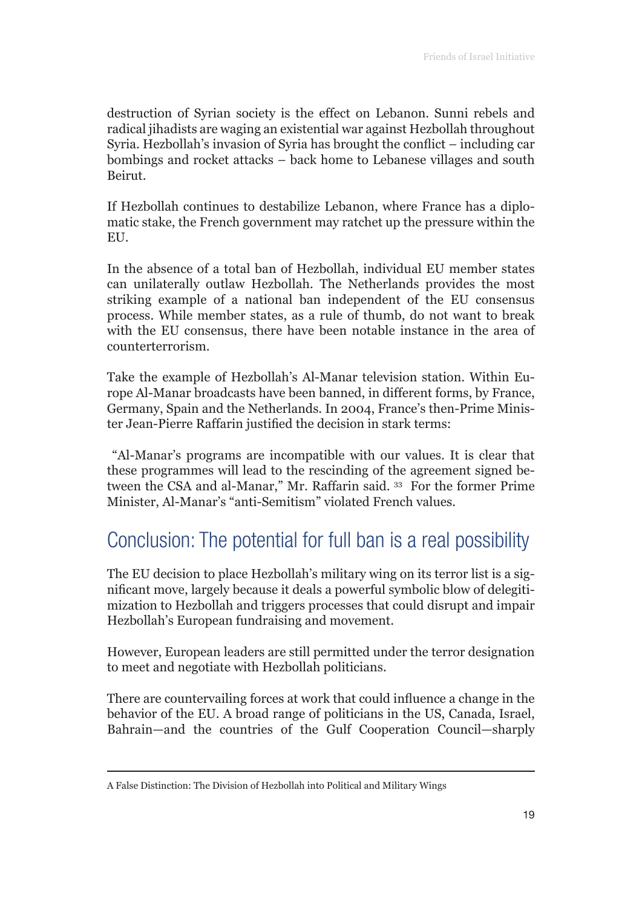destruction of Syrian society is the effect on Lebanon. Sunni rebels and radical jihadists are waging an existential war against Hezbollah throughout Syria. Hezbollah's invasion of Syria has brought the conflict – including car bombings and rocket attacks – back home to Lebanese villages and south Beirut.

If Hezbollah continues to destabilize Lebanon, where France has a diplomatic stake, the French government may ratchet up the pressure within the EU.

In the absence of a total ban of Hezbollah, individual EU member states can unilaterally outlaw Hezbollah. The Netherlands provides the most striking example of a national ban independent of the EU consensus process. While member states, as a rule of thumb, do not want to break with the EU consensus, there have been notable instance in the area of counterterrorism.

Take the example of Hezbollah's Al-Manar television station. Within Europe Al-Manar broadcasts have been banned, in different forms, by France, Germany, Spain and the Netherlands. In 2004, France's then-Prime Minister Jean-Pierre Raffarin justified the decision in stark terms:

"Al-Manar's programs are incompatible with our values. It is clear that these programmes will lead to the rescinding of the agreement signed between the CSA and al-Manar," Mr. Raffarin said. [33] For the former Prime Minister, Al-Manar's "anti-Semitism" violated French values.

## Conclusion: The potential for full ban is a real possibility

The EU decision to place Hezbollah's military wing on its terror list is a significant move, largely because it deals a powerful symbolic blow of delegitimization to Hezbollah and triggers processes that could disrupt and impair Hezbollah's European fundraising and movement.

However, European leaders are still permitted under the terror designation to meet and negotiate with Hezbollah politicians.

There are countervailing forces at work that could influence a change in the behavior of the EU. A broad range of politicians in the US, Canada, Israel, Bahrain—and the countries of the Gulf Cooperation Council—sharply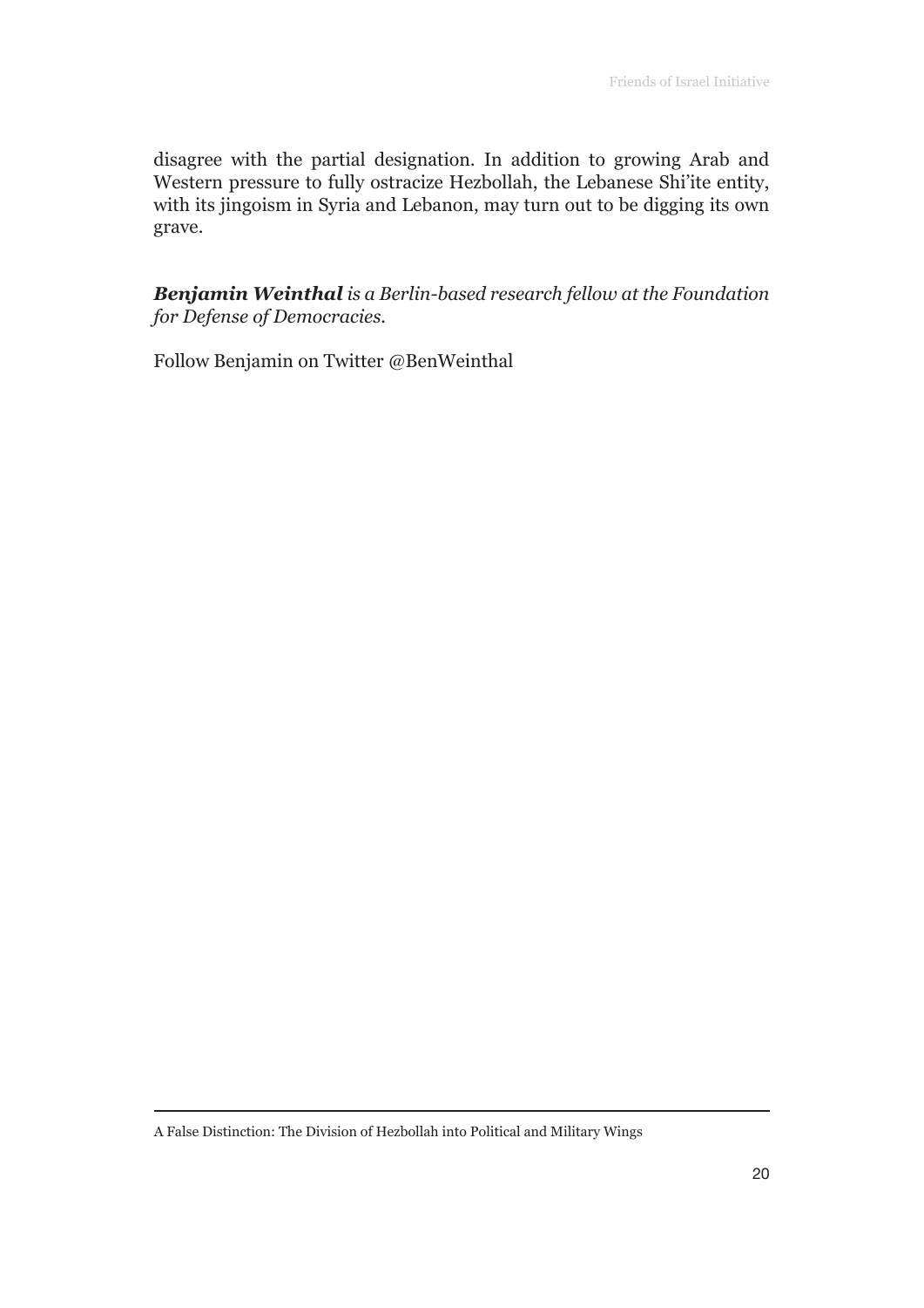disagree with the partial designation. In addition to growing Arab and Western pressure to fully ostracize Hezbollah, the Lebanese Shi'ite entity, with its jingoism in Syria and Lebanon, may turn out to be digging its own grave.

***Benjamin Weinthal*** *is a Berlin-based research fellow at the Foundation for Defense of Democracies.*

Follow Benjamin on Twitter @BenWeinthal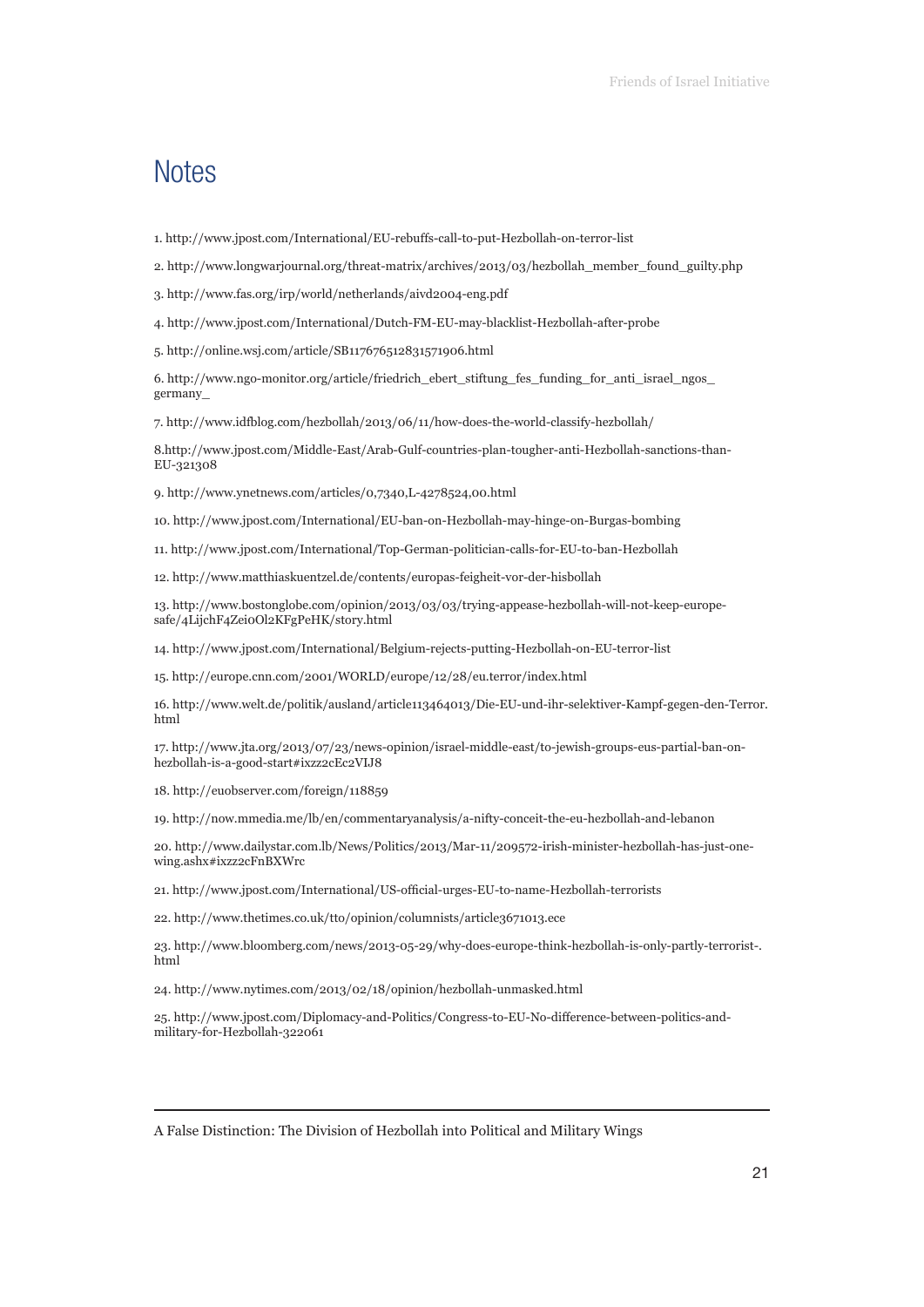# Notes

1. http://www.jpost.com/International/EU-rebuffs-call-to-put-Hezbollah-on-terror-list

2. http://www.longwarjournal.org/threat-matrix/archives/2013/03/hezbollah_member_found_guilty.php

3. http://www.fas.org/irp/world/netherlands/aivd2004-eng.pdf

4. http://www.jpost.com/International/Dutch-FM-EU-may-blacklist-Hezbollah-after-probe

5. http://online.wsj.com/article/SB117676512831571906.html

6. http://www.ngo-monitor.org/article/friedrich_ebert_stiftung_fes_funding_for_anti_israel_ngos_germany_

7. http://www.idfblog.com/hezbollah/2013/06/11/how-does-the-world-classify-hezbollah/

8.http://www.jpost.com/Middle-East/Arab-Gulf-countries-plan-tougher-anti-Hezbollah-sanctions-than-EU-321308

9. http://www.ynetnews.com/articles/0,7340,L-4278524,00.html

10. http://www.jpost.com/International/EU-ban-on-Hezbollah-may-hinge-on-Burgas-bombing

11. http://www.jpost.com/International/Top-German-politician-calls-for-EU-to-ban-Hezbollah

12. http://www.matthiaskuentzel.de/contents/europas-feigheit-vor-der-hisbollah

13. http://www.bostonglobe.com/opinion/2013/03/03/trying-appease-hezbollah-will-not-keep-europe-safe/4LijchF4Zei0Ol2KFgPeHK/story.html

14. http://www.jpost.com/International/Belgium-rejects-putting-Hezbollah-on-EU-terror-list

15. http://europe.cnn.com/2001/WORLD/europe/12/28/eu.terror/index.html

16. http://www.welt.de/politik/ausland/article113464013/Die-EU-und-ihr-selektiver-Kampf-gegen-den-Terror.html

17. http://www.jta.org/2013/07/23/news-opinion/israel-middle-east/to-jewish-groups-eus-partial-ban-on-hezbollah-is-a-good-start#ixzz2cEc2VIJ8

18. http://euobserver.com/foreign/118859

19. http://now.mmedia.me/lb/en/commentaryanalysis/a-nifty-conceit-the-eu-hezbollah-and-lebanon

20. http://www.dailystar.com.lb/News/Politics/2013/Mar-11/209572-irish-minister-hezbollah-has-just-one-wing.ashx#ixzz2cFnBXWrc

21. http://www.jpost.com/International/US-official-urges-EU-to-name-Hezbollah-terrorists

22. http://www.thetimes.co.uk/tto/opinion/columnists/article3671013.ece

23. http://www.bloomberg.com/news/2013-05-29/why-does-europe-think-hezbollah-is-only-partly-terrorist-.html

24. http://www.nytimes.com/2013/02/18/opinion/hezbollah-unmasked.html

25. http://www.jpost.com/Diplomacy-and-Politics/Congress-to-EU-No-difference-between-politics-and-military-for-Hezbollah-322061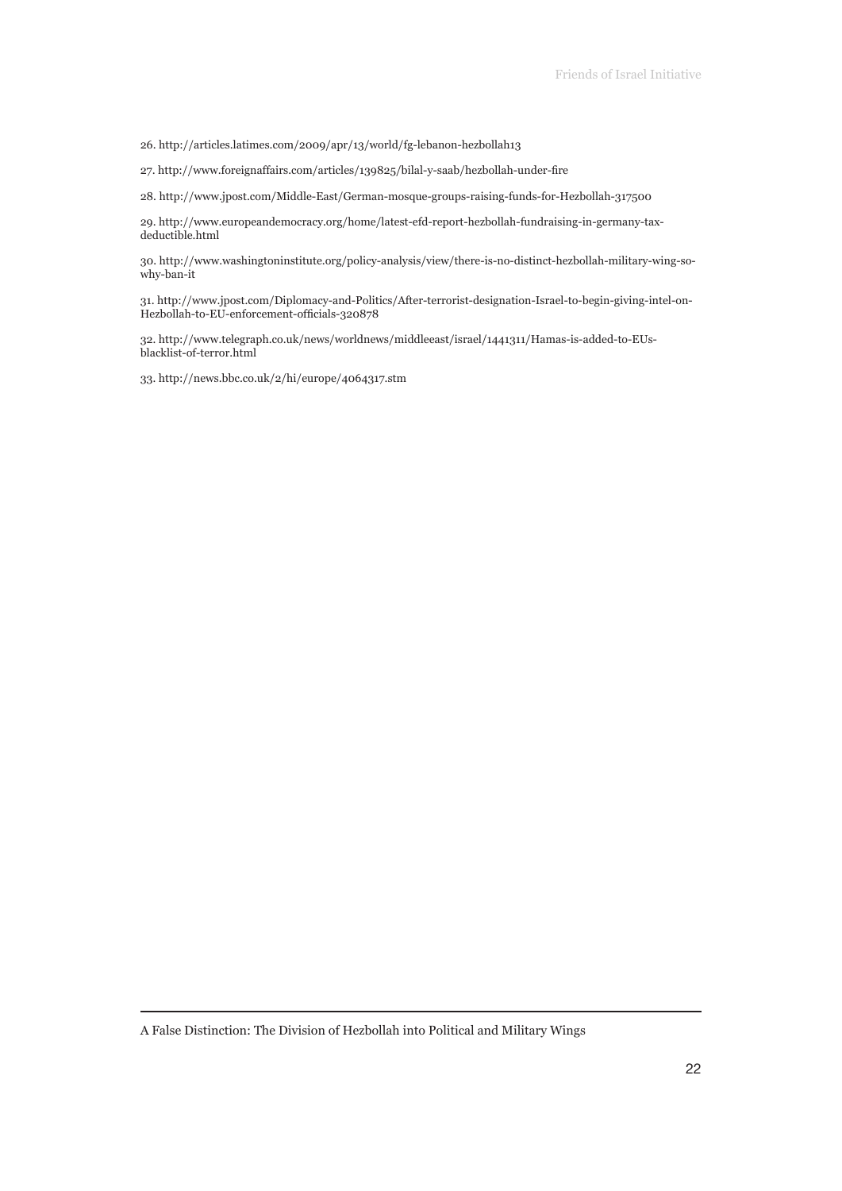26. http://articles.latimes.com/2009/apr/13/world/fg-lebanon-hezbollah13

27. http://www.foreignaffairs.com/articles/139825/bilal-y-saab/hezbollah-under-fire

28. http://www.jpost.com/Middle-East/German-mosque-groups-raising-funds-for-Hezbollah-317500

29. http://www.europeandemocracy.org/home/latest-efd-report-hezbollah-fundraising-in-germany-tax-deductible.html

30. http://www.washingtoninstitute.org/policy-analysis/view/there-is-no-distinct-hezbollah-military-wing-so-why-ban-it

31. http://www.jpost.com/Diplomacy-and-Politics/After-terrorist-designation-Israel-to-begin-giving-intel-on-Hezbollah-to-EU-enforcement-officials-320878

32. http://www.telegraph.co.uk/news/worldnews/middleeast/israel/1441311/Hamas-is-added-to-EUs-blacklist-of-terror.html

33. http://news.bbc.co.uk/2/hi/europe/4064317.stm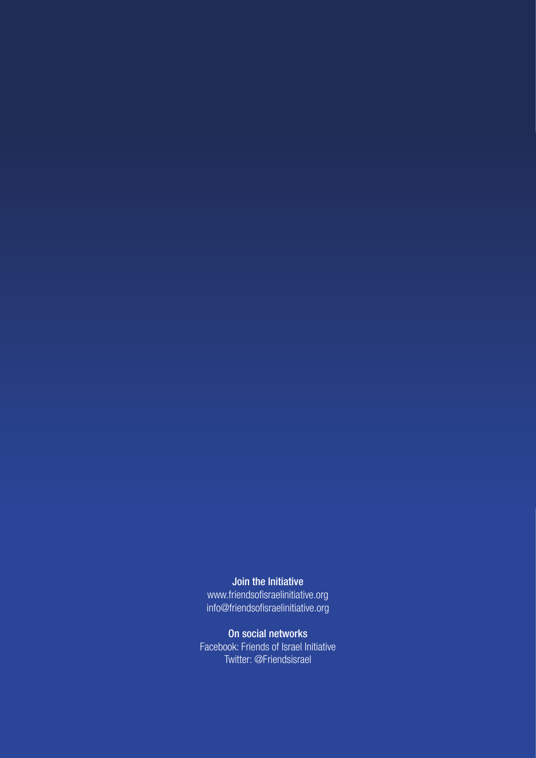**Join the Initiative**
www.friendsofisraelinitiative.org
info@friendsofisraelinitiative.org

**On social networks**
Facebook: Friends of Israel Initiative
Twitter: @Friendsisrael